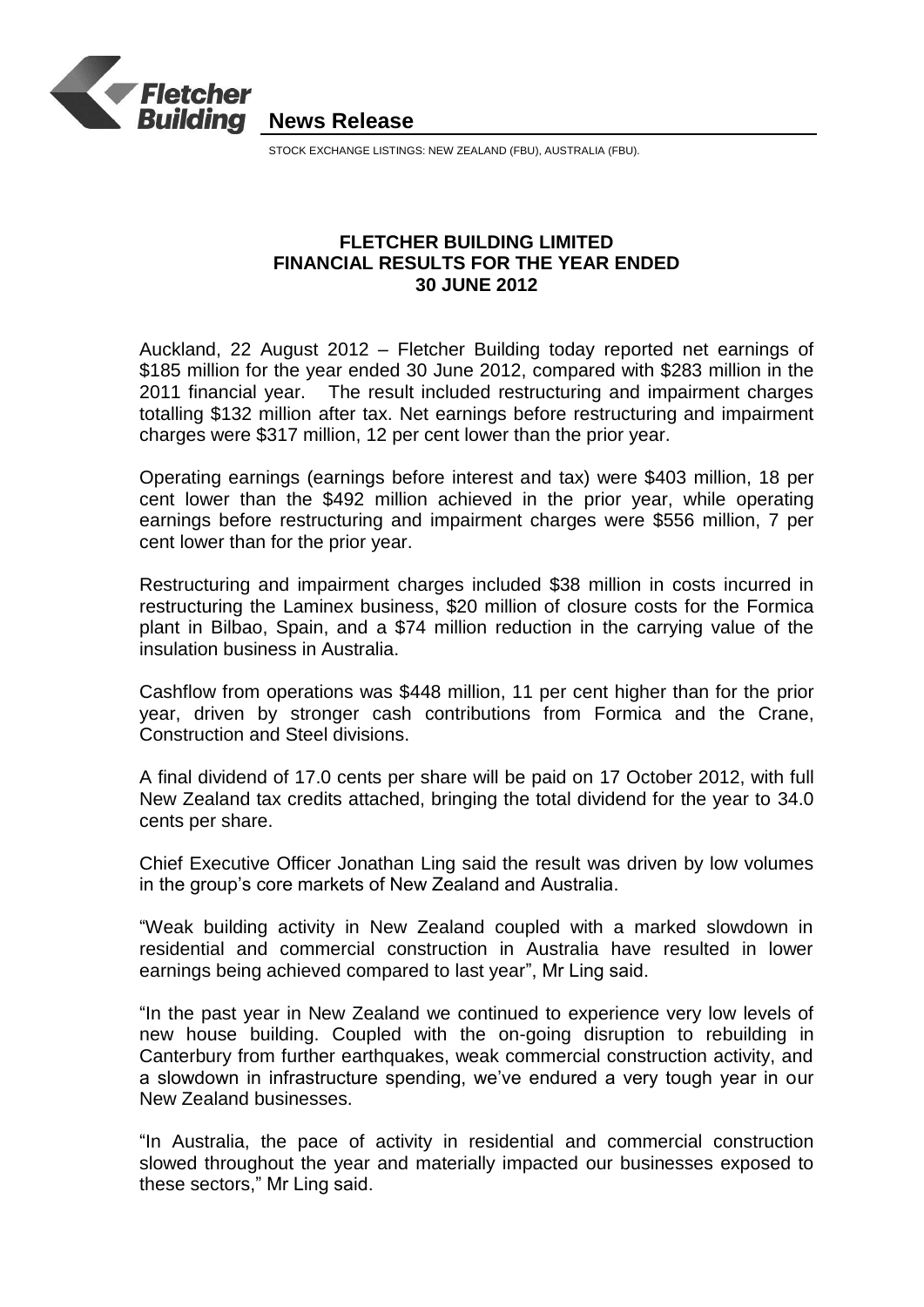**News Release**

STOCK EXCHANGE LISTINGS: NEW ZEALAND (FBU), AUSTRALIA (FBU).

# FLETCHER BUILDING LIMITED FINANCIAL RESULTS FOR THE YEAR ENDED 30 JUNE 2012

Auckland, 22 August 2012 – Fletcher Building today reported net earnings of $185 million for the year ended 30 June 2012, compared with $283 million in the 2011 financial year. The result included restructuring and impairment charges totalling $132 million after tax. Net earnings before restructuring and impairment charges were $317 million, 12 per cent lower than the prior year.

Operating earnings (earnings before interest and tax) were $403 million, 18 per cent lower than the $492 million achieved in the prior year, while operating earnings before restructuring and impairment charges were $556 million, 7 per cent lower than for the prior year.

Restructuring and impairment charges included $38 million in costs incurred in restructuring the Laminex business, $20 million of closure costs for the Formica plant in Bilbao, Spain, and a $74 million reduction in the carrying value of the insulation business in Australia.

Cashflow from operations was $448 million, 11 per cent higher than for the prior year, driven by stronger cash contributions from Formica and the Crane, Construction and Steel divisions.

A final dividend of 17.0 cents per share will be paid on 17 October 2012, with full New Zealand tax credits attached, bringing the total dividend for the year to 34.0 cents per share.

Chief Executive Officer Jonathan Ling said the result was driven by low volumes in the group's core markets of New Zealand and Australia.

"Weak building activity in New Zealand coupled with a marked slowdown in residential and commercial construction in Australia have resulted in lower earnings being achieved compared to last year", Mr Ling said.

"In the past year in New Zealand we continued to experience very low levels of new house building. Coupled with the on-going disruption to rebuilding in Canterbury from further earthquakes, weak commercial construction activity, and a slowdown in infrastructure spending, we've endured a very tough year in our New Zealand businesses.

"In Australia, the pace of activity in residential and commercial construction slowed throughout the year and materially impacted our businesses exposed to these sectors," Mr Ling said.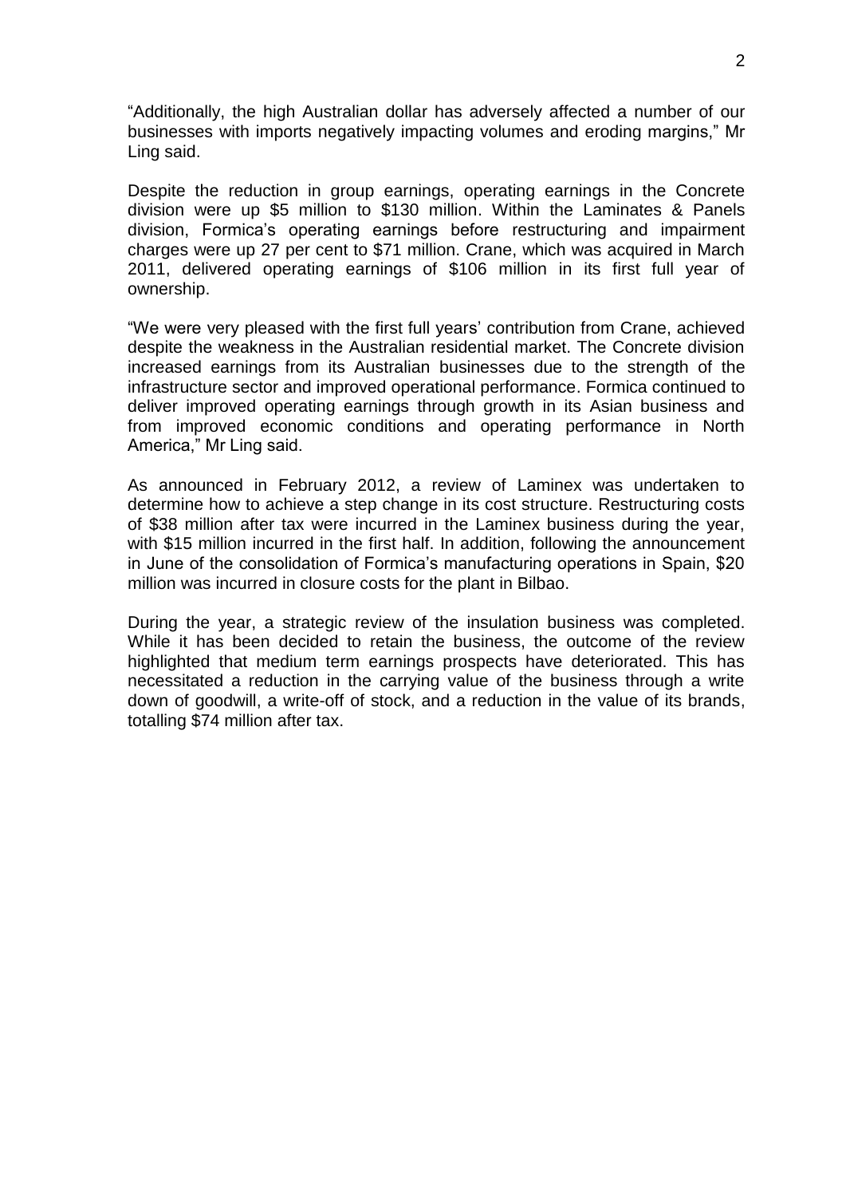"Additionally, the high Australian dollar has adversely affected a number of our businesses with imports negatively impacting volumes and eroding margins," Mr Ling said.

Despite the reduction in group earnings, operating earnings in the Concrete division were up $5 million to $130 million. Within the Laminates & Panels division, Formica's operating earnings before restructuring and impairment charges were up 27 per cent to $71 million. Crane, which was acquired in March 2011, delivered operating earnings of $106 million in its first full year of ownership.

"We were very pleased with the first full years' contribution from Crane, achieved despite the weakness in the Australian residential market. The Concrete division increased earnings from its Australian businesses due to the strength of the infrastructure sector and improved operational performance. Formica continued to deliver improved operating earnings through growth in its Asian business and from improved economic conditions and operating performance in North America," Mr Ling said.

As announced in February 2012, a review of Laminex was undertaken to determine how to achieve a step change in its cost structure. Restructuring costs of $38 million after tax were incurred in the Laminex business during the year, with $15 million incurred in the first half. In addition, following the announcement in June of the consolidation of Formica's manufacturing operations in Spain, $20 million was incurred in closure costs for the plant in Bilbao.

During the year, a strategic review of the insulation business was completed. While it has been decided to retain the business, the outcome of the review highlighted that medium term earnings prospects have deteriorated. This has necessitated a reduction in the carrying value of the business through a write down of goodwill, a write-off of stock, and a reduction in the value of its brands, totalling $74 million after tax.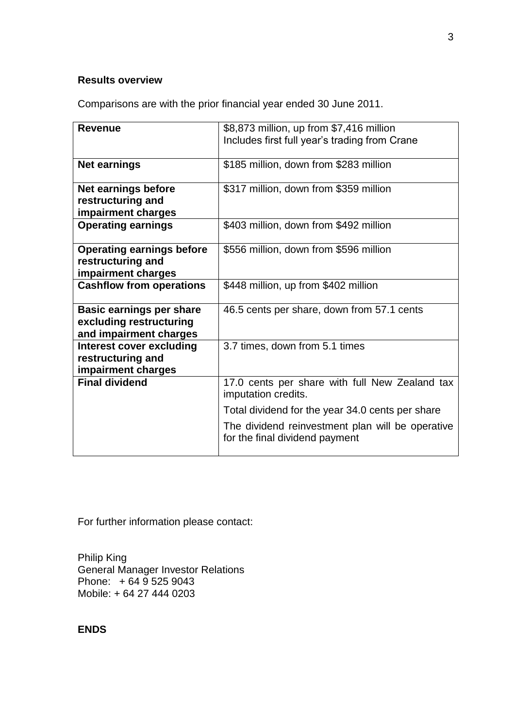**Results overview**

Comparisons are with the prior financial year ended 30 June 2011.

| | |
|---|---|
| **Revenue** | $8,873 million, up from $7,416 million<br>Includes first full year's trading from Crane |
| **Net earnings** | $185 million, down from $283 million |
| **Net earnings before restructuring and impairment charges** | $317 million, down from $359 million |
| **Operating earnings** | $403 million, down from $492 million |
| **Operating earnings before restructuring and impairment charges** | $556 million, down from $596 million |
| **Cashflow from operations** | $448 million, up from $402 million |
| **Basic earnings per share excluding restructuring and impairment charges** | 46.5 cents per share, down from 57.1 cents |
| **Interest cover excluding restructuring and impairment charges** | 3.7 times, down from 5.1 times |
| **Final dividend** | 17.0 cents per share with full New Zealand tax imputation credits.<br>Total dividend for the year 34.0 cents per share<br>The dividend reinvestment plan will be operative for the final dividend payment |

For further information please contact:

Philip King
General Manager Investor Relations
Phone: + 64 9 525 9043
Mobile: + 64 27 444 0203

**ENDS**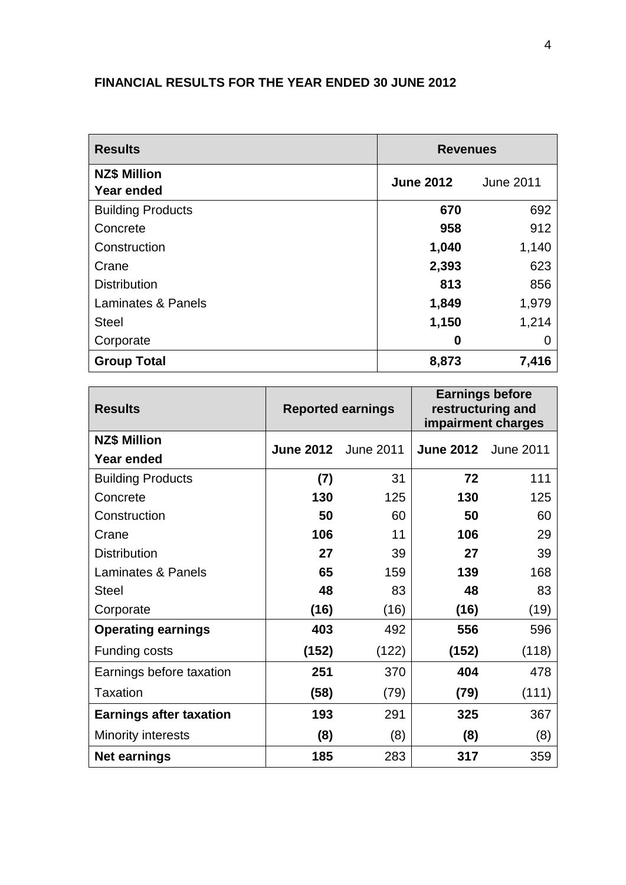**FINANCIAL RESULTS FOR THE YEAR ENDED 30 JUNE 2012**

| **Results** | **Revenues** | |
|---|---|---|
| **NZ$ Million Year ended** | **June 2012** | June 2011 |
| Building Products | **670** | 692 |
| Concrete | **958** | 912 |
| Construction | **1,040** | 1,140 |
| Crane | **2,393** | 623 |
| Distribution | **813** | 856 |
| Laminates & Panels | **1,849** | 1,979 |
| Steel | **1,150** | 1,214 |
| Corporate | **0** | 0 |
| **Group Total** | **8,873** | **7,416** |

| **Results** | **Reported earnings** | | **Earnings before restructuring and impairment charges** | |
|---|---|---|---|---|
| **NZ$ Million Year ended** | **June 2012** | June 2011 | **June 2012** | June 2011 |
| Building Products | **(7)** | 31 | **72** | 111 |
| Concrete | **130** | 125 | **130** | 125 |
| Construction | **50** | 60 | **50** | 60 |
| Crane | **106** | 11 | **106** | 29 |
| Distribution | **27** | 39 | **27** | 39 |
| Laminates & Panels | **65** | 159 | **139** | 168 |
| Steel | **48** | 83 | **48** | 83 |
| Corporate | **(16)** | (16) | **(16)** | (19) |
| **Operating earnings** | **403** | 492 | **556** | 596 |
| Funding costs | **(152)** | (122) | **(152)** | (118) |
| Earnings before taxation | **251** | 370 | **404** | 478 |
| Taxation | **(58)** | (79) | **(79)** | (111) |
| **Earnings after taxation** | **193** | 291 | **325** | 367 |
| Minority interests | **(8)** | (8) | **(8)** | (8) |
| **Net earnings** | **185** | 283 | **317** | 359 |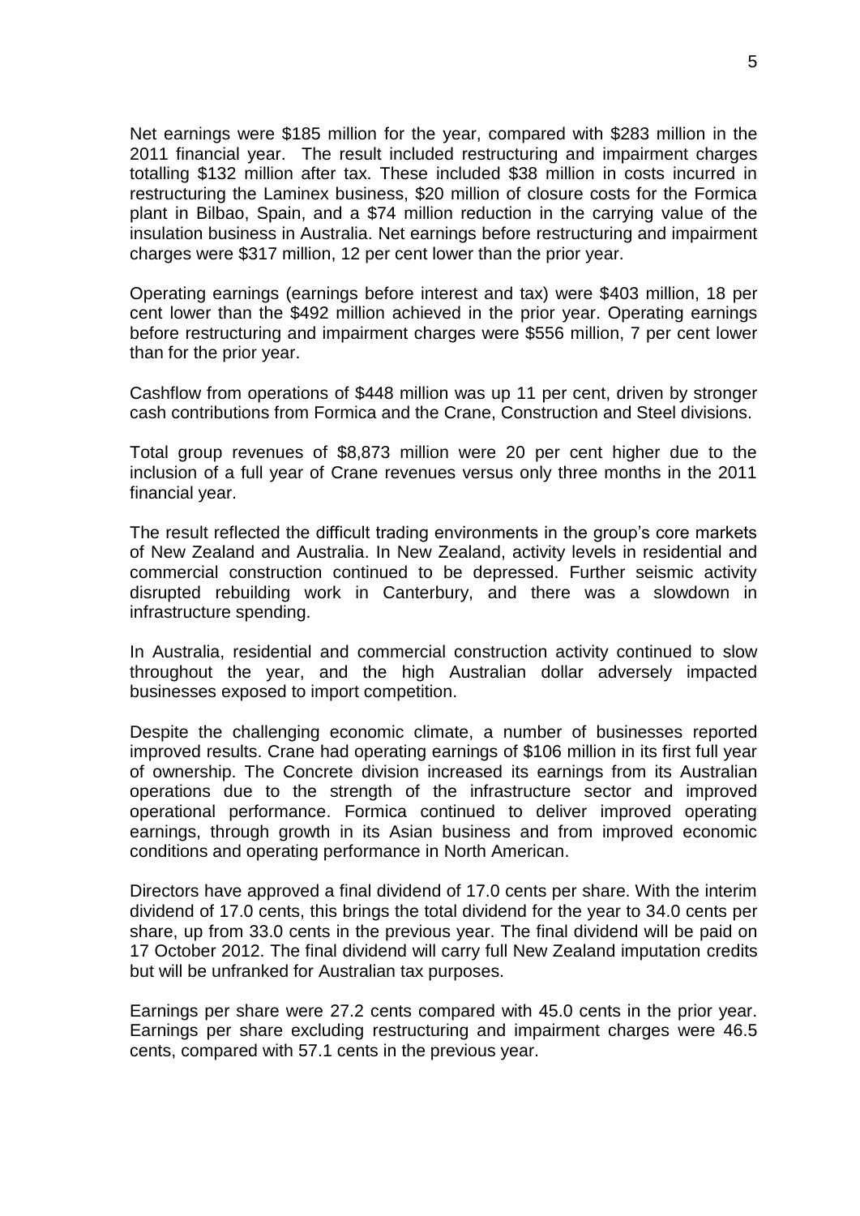Net earnings were $185 million for the year, compared with $283 million in the 2011 financial year. The result included restructuring and impairment charges totalling $132 million after tax. These included $38 million in costs incurred in restructuring the Laminex business, $20 million of closure costs for the Formica plant in Bilbao, Spain, and a $74 million reduction in the carrying value of the insulation business in Australia. Net earnings before restructuring and impairment charges were $317 million, 12 per cent lower than the prior year.

Operating earnings (earnings before interest and tax) were $403 million, 18 per cent lower than the $492 million achieved in the prior year. Operating earnings before restructuring and impairment charges were $556 million, 7 per cent lower than for the prior year.

Cashflow from operations of $448 million was up 11 per cent, driven by stronger cash contributions from Formica and the Crane, Construction and Steel divisions.

Total group revenues of $8,873 million were 20 per cent higher due to the inclusion of a full year of Crane revenues versus only three months in the 2011 financial year.

The result reflected the difficult trading environments in the group's core markets of New Zealand and Australia. In New Zealand, activity levels in residential and commercial construction continued to be depressed. Further seismic activity disrupted rebuilding work in Canterbury, and there was a slowdown in infrastructure spending.

In Australia, residential and commercial construction activity continued to slow throughout the year, and the high Australian dollar adversely impacted businesses exposed to import competition.

Despite the challenging economic climate, a number of businesses reported improved results. Crane had operating earnings of $106 million in its first full year of ownership. The Concrete division increased its earnings from its Australian operations due to the strength of the infrastructure sector and improved operational performance. Formica continued to deliver improved operating earnings, through growth in its Asian business and from improved economic conditions and operating performance in North American.

Directors have approved a final dividend of 17.0 cents per share. With the interim dividend of 17.0 cents, this brings the total dividend for the year to 34.0 cents per share, up from 33.0 cents in the previous year. The final dividend will be paid on 17 October 2012. The final dividend will carry full New Zealand imputation credits but will be unfranked for Australian tax purposes.

Earnings per share were 27.2 cents compared with 45.0 cents in the prior year. Earnings per share excluding restructuring and impairment charges were 46.5 cents, compared with 57.1 cents in the previous year.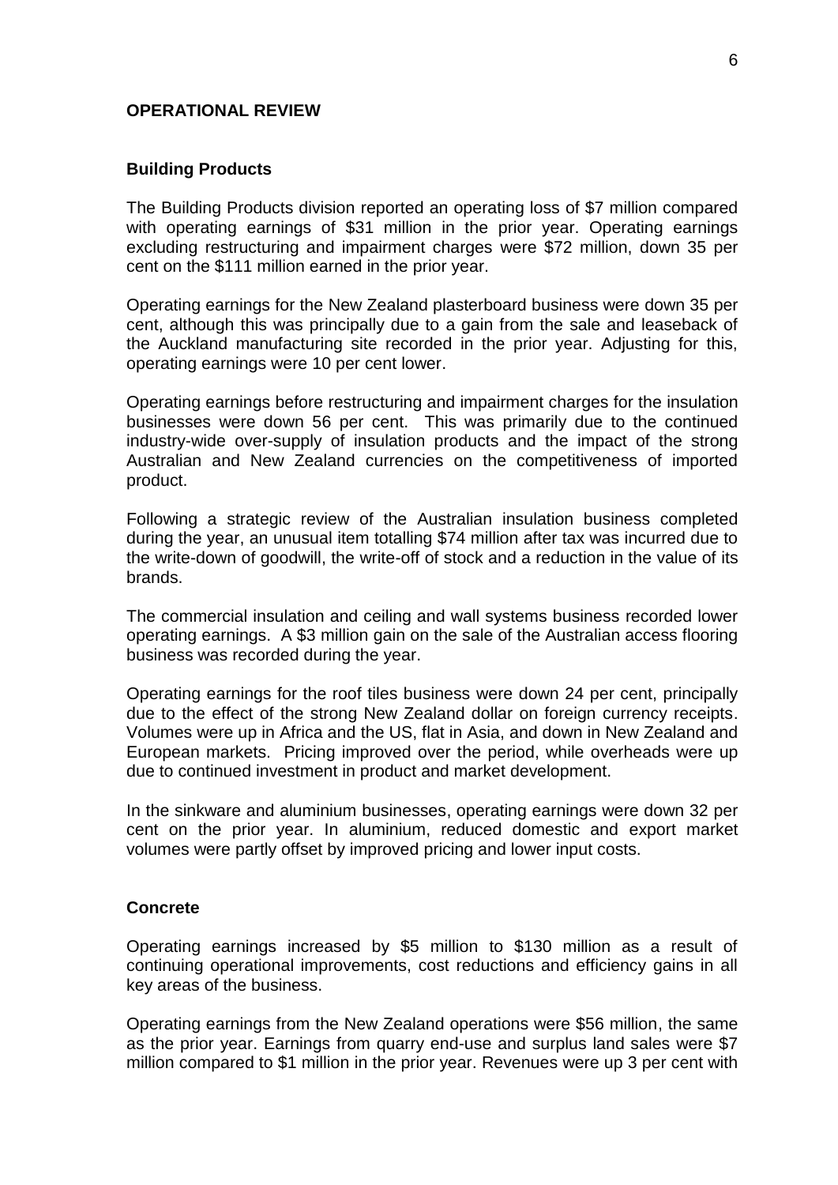## OPERATIONAL REVIEW

### Building Products

The Building Products division reported an operating loss of $7 million compared with operating earnings of $31 million in the prior year. Operating earnings excluding restructuring and impairment charges were $72 million, down 35 per cent on the $111 million earned in the prior year.

Operating earnings for the New Zealand plasterboard business were down 35 per cent, although this was principally due to a gain from the sale and leaseback of the Auckland manufacturing site recorded in the prior year. Adjusting for this, operating earnings were 10 per cent lower.

Operating earnings before restructuring and impairment charges for the insulation businesses were down 56 per cent. This was primarily due to the continued industry-wide over-supply of insulation products and the impact of the strong Australian and New Zealand currencies on the competitiveness of imported product.

Following a strategic review of the Australian insulation business completed during the year, an unusual item totalling $74 million after tax was incurred due to the write-down of goodwill, the write-off of stock and a reduction in the value of its brands.

The commercial insulation and ceiling and wall systems business recorded lower operating earnings. A $3 million gain on the sale of the Australian access flooring business was recorded during the year.

Operating earnings for the roof tiles business were down 24 per cent, principally due to the effect of the strong New Zealand dollar on foreign currency receipts. Volumes were up in Africa and the US, flat in Asia, and down in New Zealand and European markets. Pricing improved over the period, while overheads were up due to continued investment in product and market development.

In the sinkware and aluminium businesses, operating earnings were down 32 per cent on the prior year. In aluminium, reduced domestic and export market volumes were partly offset by improved pricing and lower input costs.

### Concrete

Operating earnings increased by $5 million to $130 million as a result of continuing operational improvements, cost reductions and efficiency gains in all key areas of the business.

Operating earnings from the New Zealand operations were $56 million, the same as the prior year. Earnings from quarry end-use and surplus land sales were $7 million compared to $1 million in the prior year. Revenues were up 3 per cent with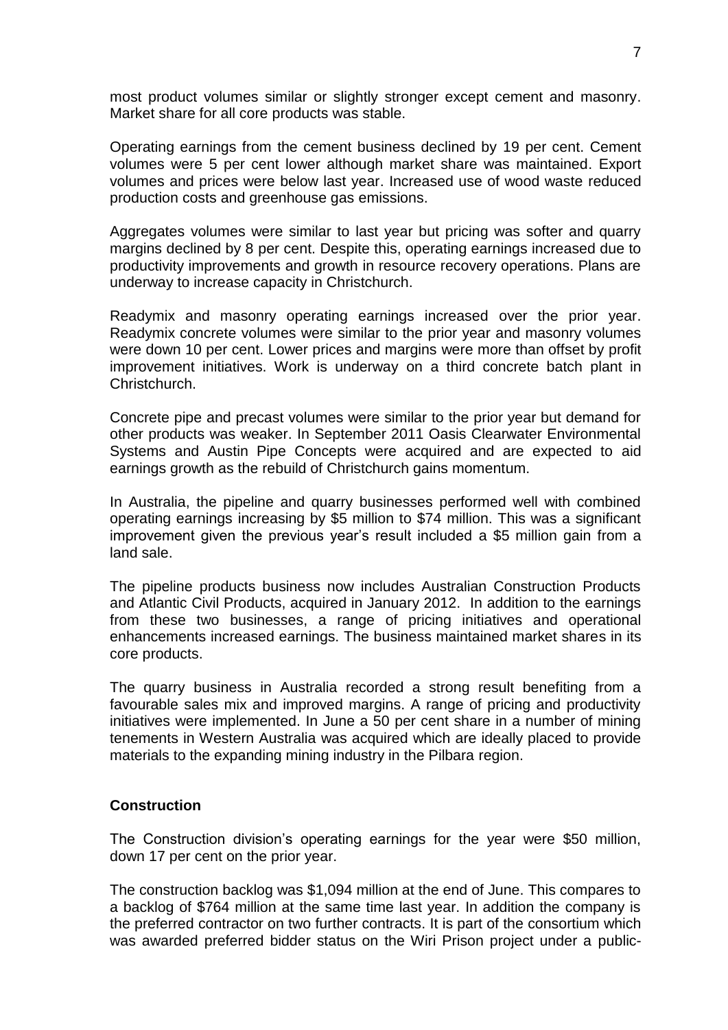most product volumes similar or slightly stronger except cement and masonry. Market share for all core products was stable.

Operating earnings from the cement business declined by 19 per cent. Cement volumes were 5 per cent lower although market share was maintained. Export volumes and prices were below last year. Increased use of wood waste reduced production costs and greenhouse gas emissions.

Aggregates volumes were similar to last year but pricing was softer and quarry margins declined by 8 per cent. Despite this, operating earnings increased due to productivity improvements and growth in resource recovery operations. Plans are underway to increase capacity in Christchurch.

Readymix and masonry operating earnings increased over the prior year. Readymix concrete volumes were similar to the prior year and masonry volumes were down 10 per cent. Lower prices and margins were more than offset by profit improvement initiatives. Work is underway on a third concrete batch plant in Christchurch.

Concrete pipe and precast volumes were similar to the prior year but demand for other products was weaker. In September 2011 Oasis Clearwater Environmental Systems and Austin Pipe Concepts were acquired and are expected to aid earnings growth as the rebuild of Christchurch gains momentum.

In Australia, the pipeline and quarry businesses performed well with combined operating earnings increasing by $5 million to $74 million. This was a significant improvement given the previous year's result included a $5 million gain from a land sale.

The pipeline products business now includes Australian Construction Products and Atlantic Civil Products, acquired in January 2012. In addition to the earnings from these two businesses, a range of pricing initiatives and operational enhancements increased earnings. The business maintained market shares in its core products.

The quarry business in Australia recorded a strong result benefiting from a favourable sales mix and improved margins. A range of pricing and productivity initiatives were implemented. In June a 50 per cent share in a number of mining tenements in Western Australia was acquired which are ideally placed to provide materials to the expanding mining industry in the Pilbara region.

**Construction**

The Construction division's operating earnings for the year were $50 million, down 17 per cent on the prior year.

The construction backlog was $1,094 million at the end of June. This compares to a backlog of $764 million at the same time last year. In addition the company is the preferred contractor on two further contracts. It is part of the consortium which was awarded preferred bidder status on the Wiri Prison project under a public-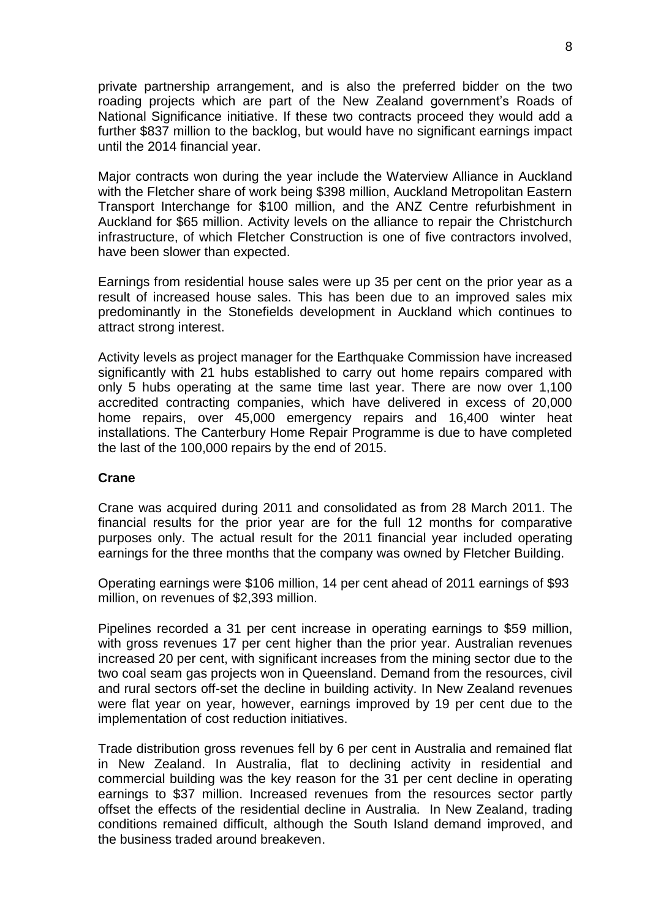private partnership arrangement, and is also the preferred bidder on the two roading projects which are part of the New Zealand government's Roads of National Significance initiative. If these two contracts proceed they would add a further $837 million to the backlog, but would have no significant earnings impact until the 2014 financial year.

Major contracts won during the year include the Waterview Alliance in Auckland with the Fletcher share of work being $398 million, Auckland Metropolitan Eastern Transport Interchange for $100 million, and the ANZ Centre refurbishment in Auckland for $65 million. Activity levels on the alliance to repair the Christchurch infrastructure, of which Fletcher Construction is one of five contractors involved, have been slower than expected.

Earnings from residential house sales were up 35 per cent on the prior year as a result of increased house sales. This has been due to an improved sales mix predominantly in the Stonefields development in Auckland which continues to attract strong interest.

Activity levels as project manager for the Earthquake Commission have increased significantly with 21 hubs established to carry out home repairs compared with only 5 hubs operating at the same time last year. There are now over 1,100 accredited contracting companies, which have delivered in excess of 20,000 home repairs, over 45,000 emergency repairs and 16,400 winter heat installations. The Canterbury Home Repair Programme is due to have completed the last of the 100,000 repairs by the end of 2015.

**Crane**

Crane was acquired during 2011 and consolidated as from 28 March 2011. The financial results for the prior year are for the full 12 months for comparative purposes only. The actual result for the 2011 financial year included operating earnings for the three months that the company was owned by Fletcher Building.

Operating earnings were $106 million, 14 per cent ahead of 2011 earnings of $93 million, on revenues of $2,393 million.

Pipelines recorded a 31 per cent increase in operating earnings to $59 million, with gross revenues 17 per cent higher than the prior year. Australian revenues increased 20 per cent, with significant increases from the mining sector due to the two coal seam gas projects won in Queensland. Demand from the resources, civil and rural sectors off-set the decline in building activity. In New Zealand revenues were flat year on year, however, earnings improved by 19 per cent due to the implementation of cost reduction initiatives.

Trade distribution gross revenues fell by 6 per cent in Australia and remained flat in New Zealand. In Australia, flat to declining activity in residential and commercial building was the key reason for the 31 per cent decline in operating earnings to $37 million. Increased revenues from the resources sector partly offset the effects of the residential decline in Australia. In New Zealand, trading conditions remained difficult, although the South Island demand improved, and the business traded around breakeven.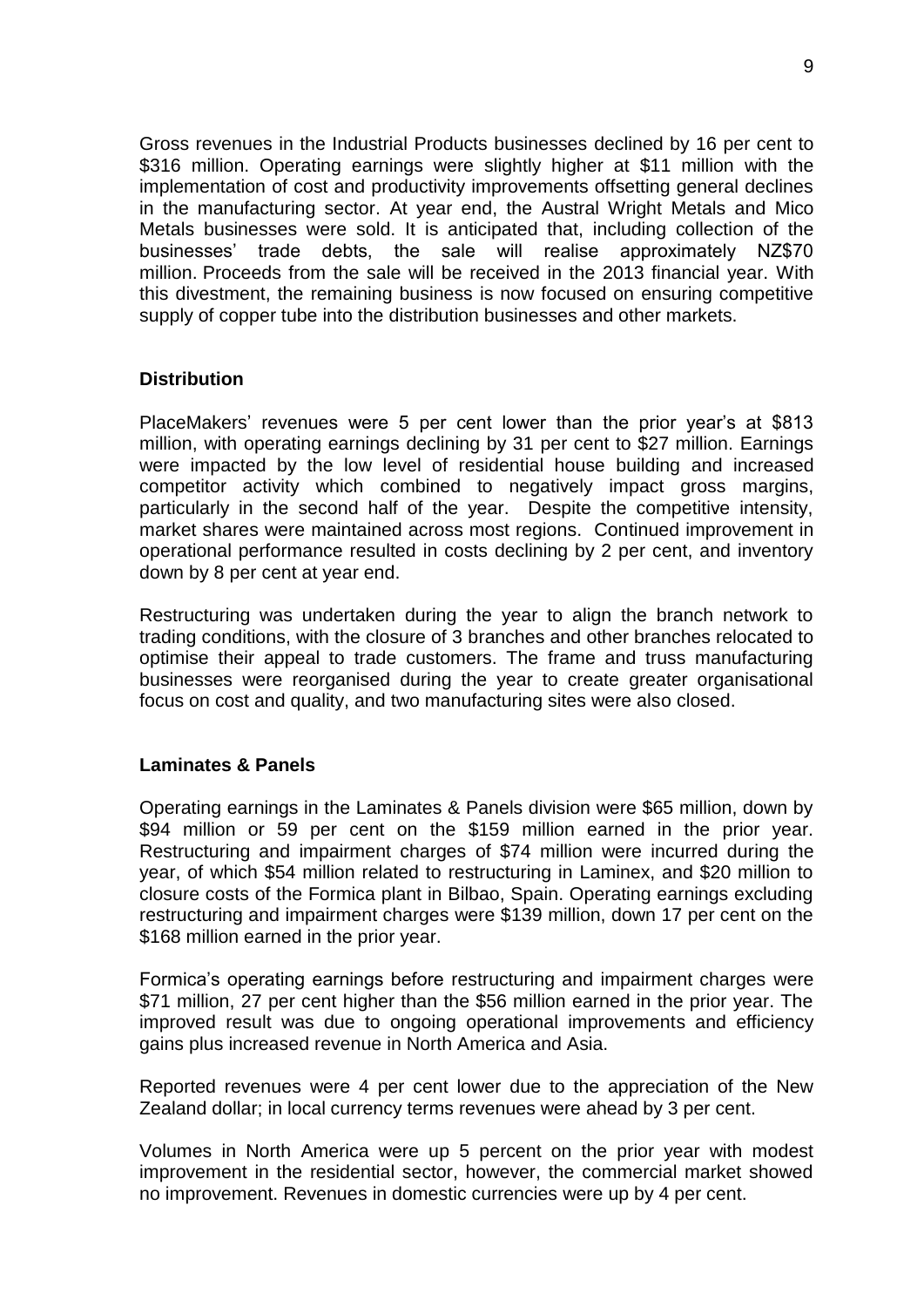Gross revenues in the Industrial Products businesses declined by 16 per cent to $316 million. Operating earnings were slightly higher at $11 million with the implementation of cost and productivity improvements offsetting general declines in the manufacturing sector. At year end, the Austral Wright Metals and Mico Metals businesses were sold. It is anticipated that, including collection of the businesses' trade debts, the sale will realise approximately NZ$70 million. Proceeds from the sale will be received in the 2013 financial year. With this divestment, the remaining business is now focused on ensuring competitive supply of copper tube into the distribution businesses and other markets.

**Distribution**

PlaceMakers' revenues were 5 per cent lower than the prior year's at $813 million, with operating earnings declining by 31 per cent to $27 million. Earnings were impacted by the low level of residential house building and increased competitor activity which combined to negatively impact gross margins, particularly in the second half of the year. Despite the competitive intensity, market shares were maintained across most regions. Continued improvement in operational performance resulted in costs declining by 2 per cent, and inventory down by 8 per cent at year end.

Restructuring was undertaken during the year to align the branch network to trading conditions, with the closure of 3 branches and other branches relocated to optimise their appeal to trade customers. The frame and truss manufacturing businesses were reorganised during the year to create greater organisational focus on cost and quality, and two manufacturing sites were also closed.

**Laminates & Panels**

Operating earnings in the Laminates & Panels division were $65 million, down by $94 million or 59 per cent on the $159 million earned in the prior year. Restructuring and impairment charges of $74 million were incurred during the year, of which $54 million related to restructuring in Laminex, and $20 million to closure costs of the Formica plant in Bilbao, Spain. Operating earnings excluding restructuring and impairment charges were $139 million, down 17 per cent on the $168 million earned in the prior year.

Formica's operating earnings before restructuring and impairment charges were $71 million, 27 per cent higher than the $56 million earned in the prior year. The improved result was due to ongoing operational improvements and efficiency gains plus increased revenue in North America and Asia.

Reported revenues were 4 per cent lower due to the appreciation of the New Zealand dollar; in local currency terms revenues were ahead by 3 per cent.

Volumes in North America were up 5 percent on the prior year with modest improvement in the residential sector, however, the commercial market showed no improvement. Revenues in domestic currencies were up by 4 per cent.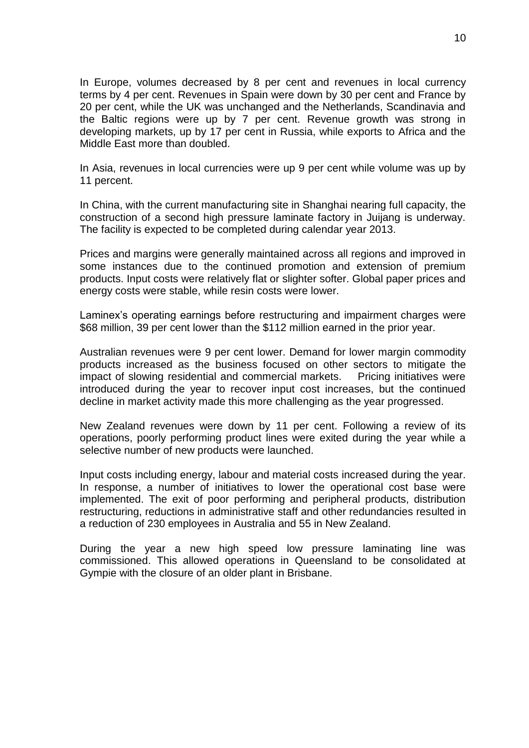In Europe, volumes decreased by 8 per cent and revenues in local currency terms by 4 per cent. Revenues in Spain were down by 30 per cent and France by 20 per cent, while the UK was unchanged and the Netherlands, Scandinavia and the Baltic regions were up by 7 per cent. Revenue growth was strong in developing markets, up by 17 per cent in Russia, while exports to Africa and the Middle East more than doubled.

In Asia, revenues in local currencies were up 9 per cent while volume was up by 11 percent.

In China, with the current manufacturing site in Shanghai nearing full capacity, the construction of a second high pressure laminate factory in Juijang is underway. The facility is expected to be completed during calendar year 2013.

Prices and margins were generally maintained across all regions and improved in some instances due to the continued promotion and extension of premium products. Input costs were relatively flat or slighter softer. Global paper prices and energy costs were stable, while resin costs were lower.

Laminex's operating earnings before restructuring and impairment charges were $68 million, 39 per cent lower than the $112 million earned in the prior year.

Australian revenues were 9 per cent lower. Demand for lower margin commodity products increased as the business focused on other sectors to mitigate the impact of slowing residential and commercial markets. Pricing initiatives were introduced during the year to recover input cost increases, but the continued decline in market activity made this more challenging as the year progressed.

New Zealand revenues were down by 11 per cent. Following a review of its operations, poorly performing product lines were exited during the year while a selective number of new products were launched.

Input costs including energy, labour and material costs increased during the year. In response, a number of initiatives to lower the operational cost base were implemented. The exit of poor performing and peripheral products, distribution restructuring, reductions in administrative staff and other redundancies resulted in a reduction of 230 employees in Australia and 55 in New Zealand.

During the year a new high speed low pressure laminating line was commissioned. This allowed operations in Queensland to be consolidated at Gympie with the closure of an older plant in Brisbane.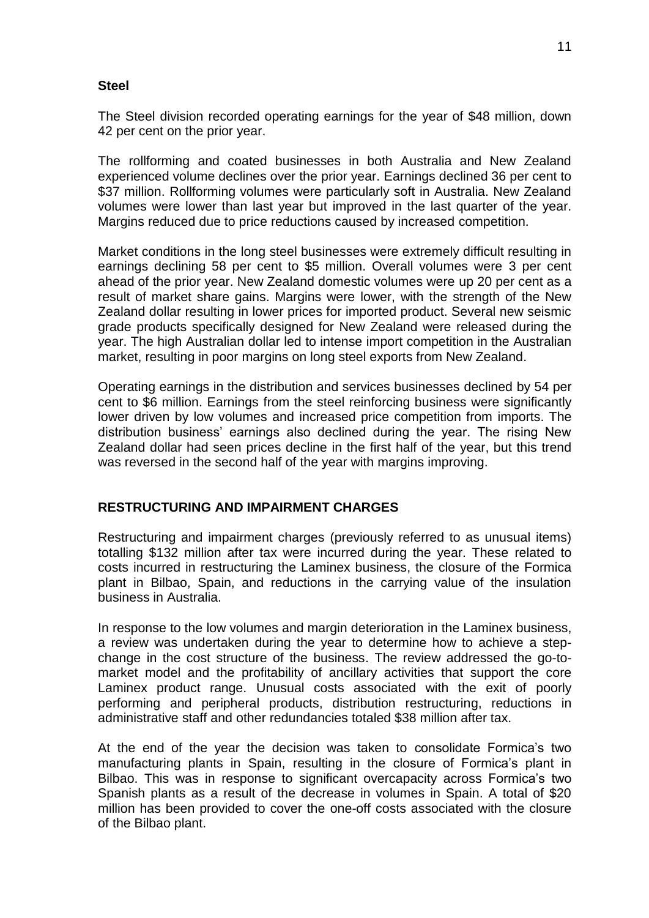**Steel**

The Steel division recorded operating earnings for the year of $48 million, down 42 per cent on the prior year.

The rollforming and coated businesses in both Australia and New Zealand experienced volume declines over the prior year. Earnings declined 36 per cent to $37 million. Rollforming volumes were particularly soft in Australia. New Zealand volumes were lower than last year but improved in the last quarter of the year. Margins reduced due to price reductions caused by increased competition.

Market conditions in the long steel businesses were extremely difficult resulting in earnings declining 58 per cent to $5 million. Overall volumes were 3 per cent ahead of the prior year. New Zealand domestic volumes were up 20 per cent as a result of market share gains. Margins were lower, with the strength of the New Zealand dollar resulting in lower prices for imported product. Several new seismic grade products specifically designed for New Zealand were released during the year. The high Australian dollar led to intense import competition in the Australian market, resulting in poor margins on long steel exports from New Zealand.

Operating earnings in the distribution and services businesses declined by 54 per cent to $6 million. Earnings from the steel reinforcing business were significantly lower driven by low volumes and increased price competition from imports. The distribution business' earnings also declined during the year. The rising New Zealand dollar had seen prices decline in the first half of the year, but this trend was reversed in the second half of the year with margins improving.

## RESTRUCTURING AND IMPAIRMENT CHARGES

Restructuring and impairment charges (previously referred to as unusual items) totalling $132 million after tax were incurred during the year. These related to costs incurred in restructuring the Laminex business, the closure of the Formica plant in Bilbao, Spain, and reductions in the carrying value of the insulation business in Australia.

In response to the low volumes and margin deterioration in the Laminex business, a review was undertaken during the year to determine how to achieve a step-change in the cost structure of the business. The review addressed the go-to-market model and the profitability of ancillary activities that support the core Laminex product range. Unusual costs associated with the exit of poorly performing and peripheral products, distribution restructuring, reductions in administrative staff and other redundancies totaled $38 million after tax.

At the end of the year the decision was taken to consolidate Formica's two manufacturing plants in Spain, resulting in the closure of Formica's plant in Bilbao. This was in response to significant overcapacity across Formica's two Spanish plants as a result of the decrease in volumes in Spain. A total of $20 million has been provided to cover the one-off costs associated with the closure of the Bilbao plant.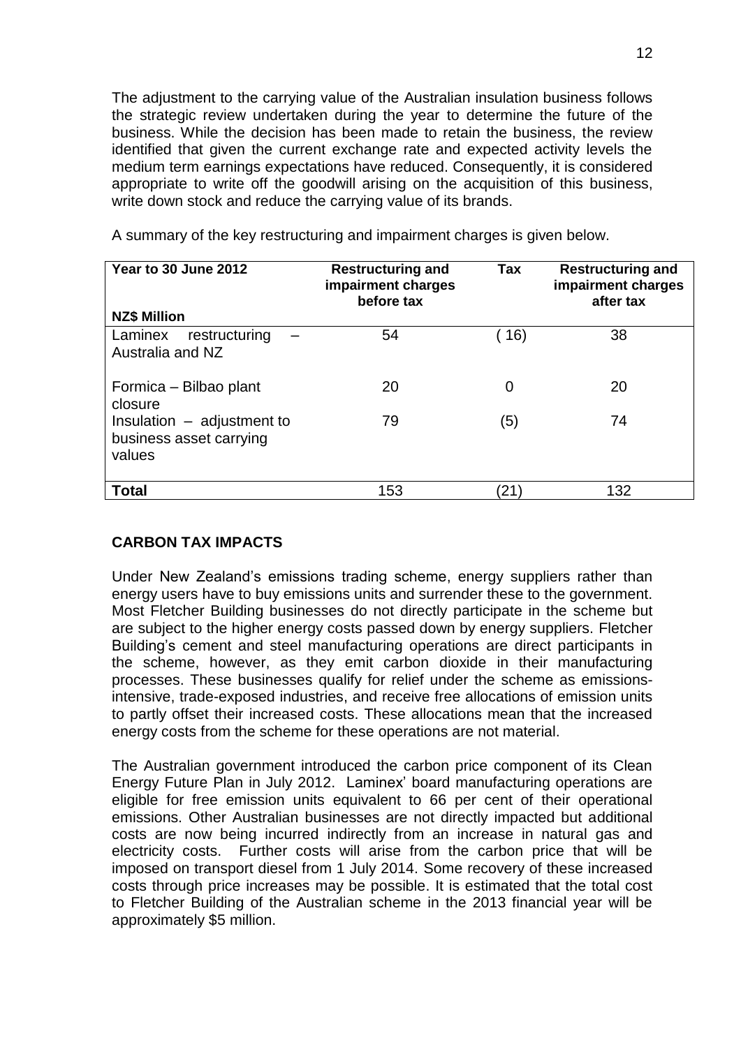The adjustment to the carrying value of the Australian insulation business follows the strategic review undertaken during the year to determine the future of the business. While the decision has been made to retain the business, the review identified that given the current exchange rate and expected activity levels the medium term earnings expectations have reduced. Consequently, it is considered appropriate to write off the goodwill arising on the acquisition of this business, write down stock and reduce the carrying value of its brands.

A summary of the key restructuring and impairment charges is given below.

| Year to 30 June 2012<br>NZ$ Million | Restructuring and impairment charges before tax | Tax | Restructuring and impairment charges after tax |
|---|---|---|---|
| Laminex restructuring – Australia and NZ | 54 | ( 16) | 38 |
| Formica – Bilbao plant closure | 20 | 0 | 20 |
| Insulation – adjustment to business asset carrying values | 79 | (5) | 74 |
| **Total** | 153 | (21) | 132 |

## CARBON TAX IMPACTS

Under New Zealand's emissions trading scheme, energy suppliers rather than energy users have to buy emissions units and surrender these to the government. Most Fletcher Building businesses do not directly participate in the scheme but are subject to the higher energy costs passed down by energy suppliers. Fletcher Building's cement and steel manufacturing operations are direct participants in the scheme, however, as they emit carbon dioxide in their manufacturing processes. These businesses qualify for relief under the scheme as emissions-intensive, trade-exposed industries, and receive free allocations of emission units to partly offset their increased costs. These allocations mean that the increased energy costs from the scheme for these operations are not material.

The Australian government introduced the carbon price component of its Clean Energy Future Plan in July 2012. Laminex' board manufacturing operations are eligible for free emission units equivalent to 66 per cent of their operational emissions. Other Australian businesses are not directly impacted but additional costs are now being incurred indirectly from an increase in natural gas and electricity costs. Further costs will arise from the carbon price that will be imposed on transport diesel from 1 July 2014. Some recovery of these increased costs through price increases may be possible. It is estimated that the total cost to Fletcher Building of the Australian scheme in the 2013 financial year will be approximately $5 million.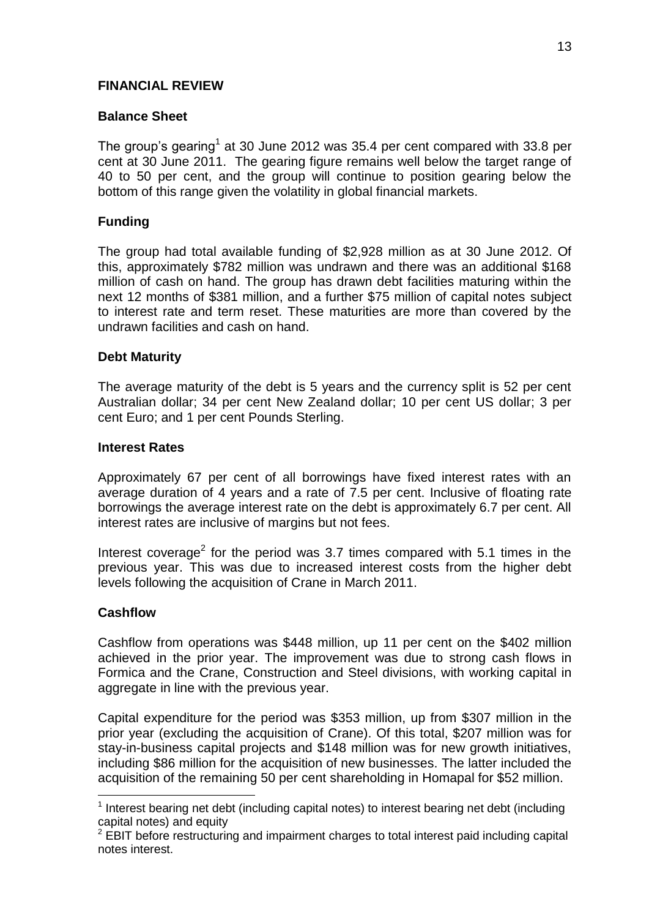## FINANCIAL REVIEW

### Balance Sheet

The group's gearing[1] at 30 June 2012 was 35.4 per cent compared with 33.8 per cent at 30 June 2011. The gearing figure remains well below the target range of 40 to 50 per cent, and the group will continue to position gearing below the bottom of this range given the volatility in global financial markets.

### Funding

The group had total available funding of $2,928 million as at 30 June 2012. Of this, approximately $782 million was undrawn and there was an additional $168 million of cash on hand. The group has drawn debt facilities maturing within the next 12 months of $381 million, and a further $75 million of capital notes subject to interest rate and term reset. These maturities are more than covered by the undrawn facilities and cash on hand.

### Debt Maturity

The average maturity of the debt is 5 years and the currency split is 52 per cent Australian dollar; 34 per cent New Zealand dollar; 10 per cent US dollar; 3 per cent Euro; and 1 per cent Pounds Sterling.

### Interest Rates

Approximately 67 per cent of all borrowings have fixed interest rates with an average duration of 4 years and a rate of 7.5 per cent. Inclusive of floating rate borrowings the average interest rate on the debt is approximately 6.7 per cent. All interest rates are inclusive of margins but not fees.

Interest coverage[2] for the period was 3.7 times compared with 5.1 times in the previous year. This was due to increased interest costs from the higher debt levels following the acquisition of Crane in March 2011.

### Cashflow

Cashflow from operations was $448 million, up 11 per cent on the $402 million achieved in the prior year. The improvement was due to strong cash flows in Formica and the Crane, Construction and Steel divisions, with working capital in aggregate in line with the previous year.

Capital expenditure for the period was $353 million, up from $307 million in the prior year (excluding the acquisition of Crane). Of this total, $207 million was for stay-in-business capital projects and $148 million was for new growth initiatives, including $86 million for the acquisition of new businesses. The latter included the acquisition of the remaining 50 per cent shareholding in Homapal for $52 million.

---

[1] Interest bearing net debt (including capital notes) to interest bearing net debt (including capital notes) and equity

[2] EBIT before restructuring and impairment charges to total interest paid including capital notes interest.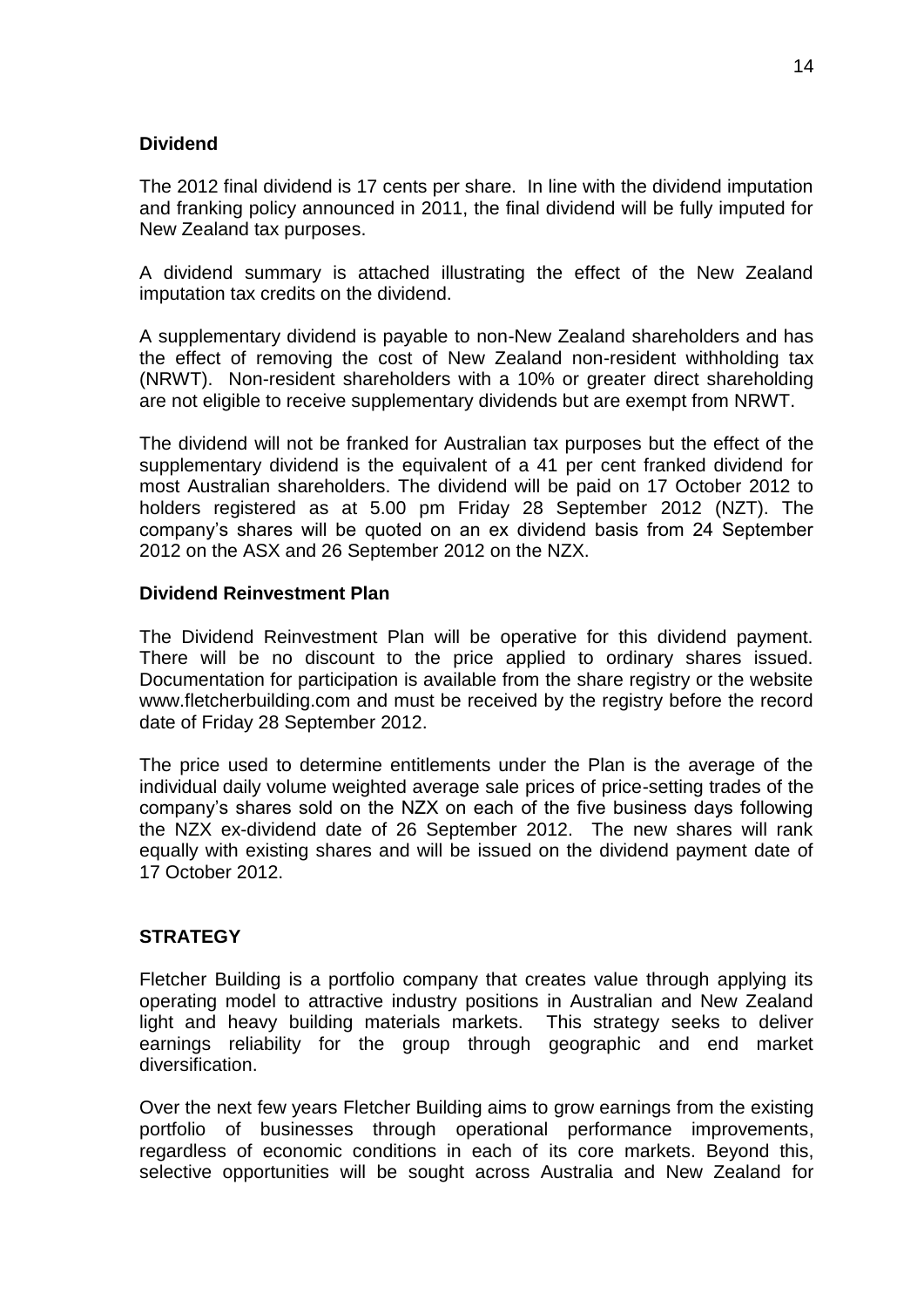**Dividend**

The 2012 final dividend is 17 cents per share. In line with the dividend imputation and franking policy announced in 2011, the final dividend will be fully imputed for New Zealand tax purposes.

A dividend summary is attached illustrating the effect of the New Zealand imputation tax credits on the dividend.

A supplementary dividend is payable to non-New Zealand shareholders and has the effect of removing the cost of New Zealand non-resident withholding tax (NRWT). Non-resident shareholders with a 10% or greater direct shareholding are not eligible to receive supplementary dividends but are exempt from NRWT.

The dividend will not be franked for Australian tax purposes but the effect of the supplementary dividend is the equivalent of a 41 per cent franked dividend for most Australian shareholders. The dividend will be paid on 17 October 2012 to holders registered as at 5.00 pm Friday 28 September 2012 (NZT). The company's shares will be quoted on an ex dividend basis from 24 September 2012 on the ASX and 26 September 2012 on the NZX.

**Dividend Reinvestment Plan**

The Dividend Reinvestment Plan will be operative for this dividend payment. There will be no discount to the price applied to ordinary shares issued. Documentation for participation is available from the share registry or the website www.fletcherbuilding.com and must be received by the registry before the record date of Friday 28 September 2012.

The price used to determine entitlements under the Plan is the average of the individual daily volume weighted average sale prices of price-setting trades of the company's shares sold on the NZX on each of the five business days following the NZX ex-dividend date of 26 September 2012. The new shares will rank equally with existing shares and will be issued on the dividend payment date of 17 October 2012.

**STRATEGY**

Fletcher Building is a portfolio company that creates value through applying its operating model to attractive industry positions in Australian and New Zealand light and heavy building materials markets. This strategy seeks to deliver earnings reliability for the group through geographic and end market diversification.

Over the next few years Fletcher Building aims to grow earnings from the existing portfolio of businesses through operational performance improvements, regardless of economic conditions in each of its core markets. Beyond this, selective opportunities will be sought across Australia and New Zealand for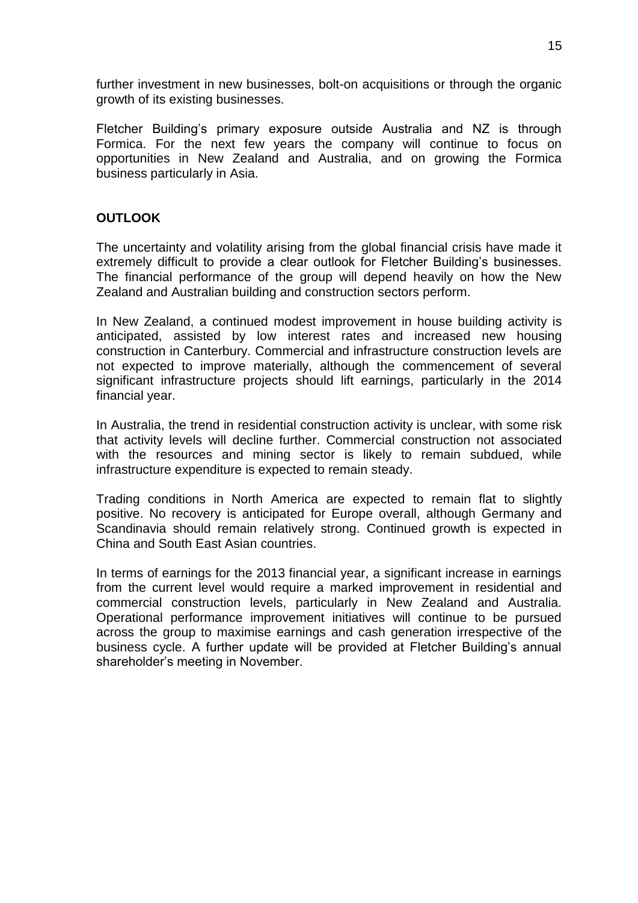further investment in new businesses, bolt-on acquisitions or through the organic growth of its existing businesses.

Fletcher Building's primary exposure outside Australia and NZ is through Formica. For the next few years the company will continue to focus on opportunities in New Zealand and Australia, and on growing the Formica business particularly in Asia.

**OUTLOOK**

The uncertainty and volatility arising from the global financial crisis have made it extremely difficult to provide a clear outlook for Fletcher Building's businesses. The financial performance of the group will depend heavily on how the New Zealand and Australian building and construction sectors perform.

In New Zealand, a continued modest improvement in house building activity is anticipated, assisted by low interest rates and increased new housing construction in Canterbury. Commercial and infrastructure construction levels are not expected to improve materially, although the commencement of several significant infrastructure projects should lift earnings, particularly in the 2014 financial year.

In Australia, the trend in residential construction activity is unclear, with some risk that activity levels will decline further. Commercial construction not associated with the resources and mining sector is likely to remain subdued, while infrastructure expenditure is expected to remain steady.

Trading conditions in North America are expected to remain flat to slightly positive. No recovery is anticipated for Europe overall, although Germany and Scandinavia should remain relatively strong. Continued growth is expected in China and South East Asian countries.

In terms of earnings for the 2013 financial year, a significant increase in earnings from the current level would require a marked improvement in residential and commercial construction levels, particularly in New Zealand and Australia. Operational performance improvement initiatives will continue to be pursued across the group to maximise earnings and cash generation irrespective of the business cycle. A further update will be provided at Fletcher Building's annual shareholder's meeting in November.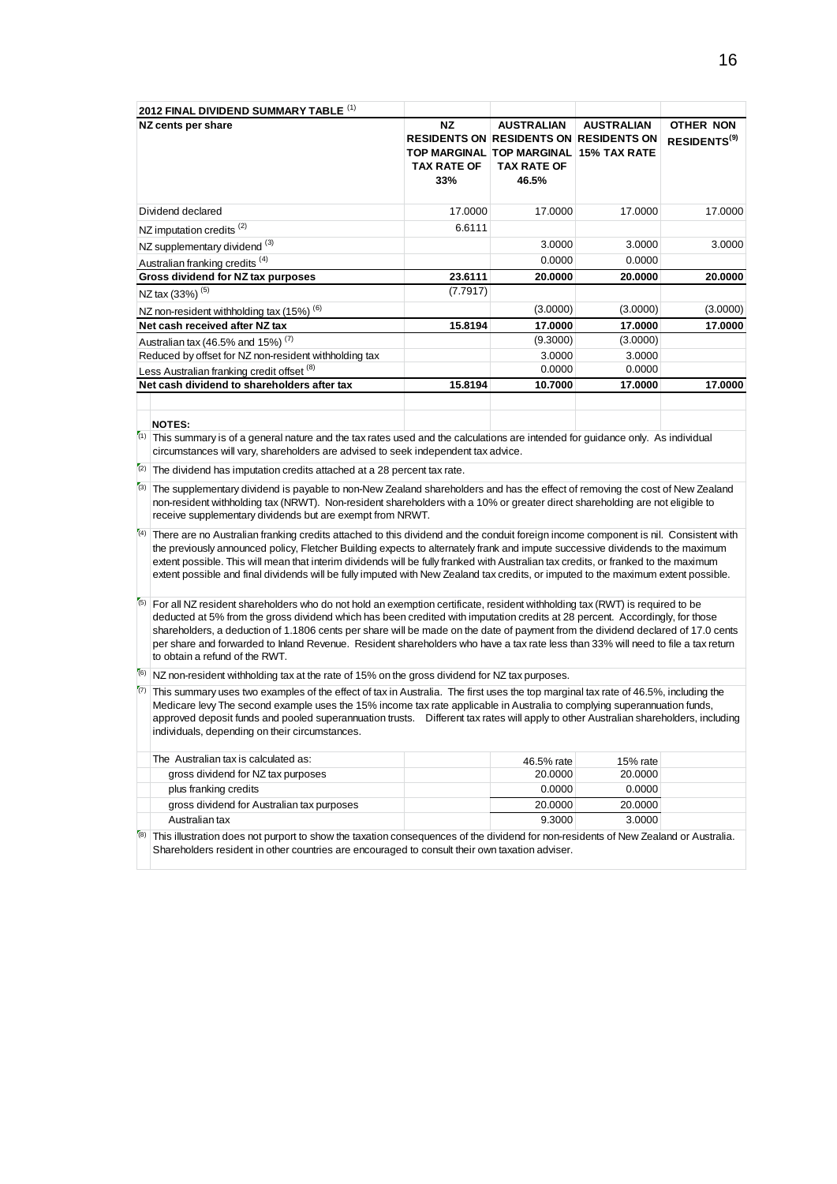## 2012 FINAL DIVIDEND SUMMARY TABLE [1]

| NZ cents per share | NZ RESIDENTS ON TOP MARGINAL TAX RATE OF 33% | AUSTRALIAN RESIDENTS ON TOP MARGINAL TAX RATE OF 46.5% | AUSTRALIAN RESIDENTS ON 15% TAX RATE | OTHER NON RESIDENTS[9] |
|---|---|---|---|---|
| Dividend declared | 17.0000 | 17.0000 | 17.0000 | 17.0000 |
| NZ imputation credits [2] | 6.6111 | | | |
| NZ supplementary dividend [3] | | 3.0000 | 3.0000 | 3.0000 |
| Australian franking credits [4] | | 0.0000 | 0.0000 | |
| **Gross dividend for NZ tax purposes** | **23.6111** | **20.0000** | **20.0000** | **20.0000** |
| NZ tax (33%) [5] | (7.7917) | | | |
| NZ non-resident withholding tax (15%) [6] | | (3.0000) | (3.0000) | (3.0000) |
| **Net cash received after NZ tax** | **15.8194** | **17.0000** | **17.0000** | **17.0000** |
| Australian tax (46.5% and 15%) [7] | | (9.3000) | (3.0000) | |
| Reduced by offset for NZ non-resident withholding tax | | 3.0000 | 3.0000 | |
| Less Australian franking credit offset [8] | | 0.0000 | 0.0000 | |
| **Net cash dividend to shareholders after tax** | **15.8194** | **10.7000** | **17.0000** | **17.0000** |

**NOTES:**

(1) This summary is of a general nature and the tax rates used and the calculations are intended for guidance only. As individual circumstances will vary, shareholders are advised to seek independent tax advice.

(2) The dividend has imputation credits attached at a 28 percent tax rate.

(3) The supplementary dividend is payable to non-New Zealand shareholders and has the effect of removing the cost of New Zealand non-resident withholding tax (NRWT). Non-resident shareholders with a 10% or greater direct shareholding are not eligible to receive supplementary dividends but are exempt from NRWT.

(4) There are no Australian franking credits attached to this dividend and the conduit foreign income component is nil. Consistent with the previously announced policy, Fletcher Building expects to alternately frank and impute successive dividends to the maximum extent possible. This will mean that interim dividends will be fully franked with Australian tax credits, or franked to the maximum extent possible and final dividends will be fully imputed with New Zealand tax credits, or imputed to the maximum extent possible.

(5) For all NZ resident shareholders who do not hold an exemption certificate, resident withholding tax (RWT) is required to be deducted at 5% from the gross dividend which has been credited with imputation credits at 28 percent. Accordingly, for those shareholders, a deduction of 1.1806 cents per share will be made on the date of payment from the dividend declared of 17.0 cents per share and forwarded to Inland Revenue. Resident shareholders who have a tax rate less than 33% will need to file a tax return to obtain a refund of the RWT.

(6) NZ non-resident withholding tax at the rate of 15% on the gross dividend for NZ tax purposes.

(7) This summary uses two examples of the effect of tax in Australia. The first uses the top marginal tax rate of 46.5%, including the Medicare levy The second example uses the 15% income tax rate applicable in Australia to complying superannuation funds, approved deposit funds and pooled superannuation trusts. Different tax rates will apply to other Australian shareholders, including individuals, depending on their circumstances.

| The Australian tax is calculated as: | 46.5% rate | 15% rate |
|---|---|---|
| gross dividend for NZ tax purposes | 20.0000 | 20.0000 |
| plus franking credits | 0.0000 | 0.0000 |
| gross dividend for Australian tax purposes | 20.0000 | 20.0000 |
| Australian tax | 9.3000 | 3.0000 |

(8) This illustration does not purport to show the taxation consequences of the dividend for non-residents of New Zealand or Australia. Shareholders resident in other countries are encouraged to consult their own taxation adviser.